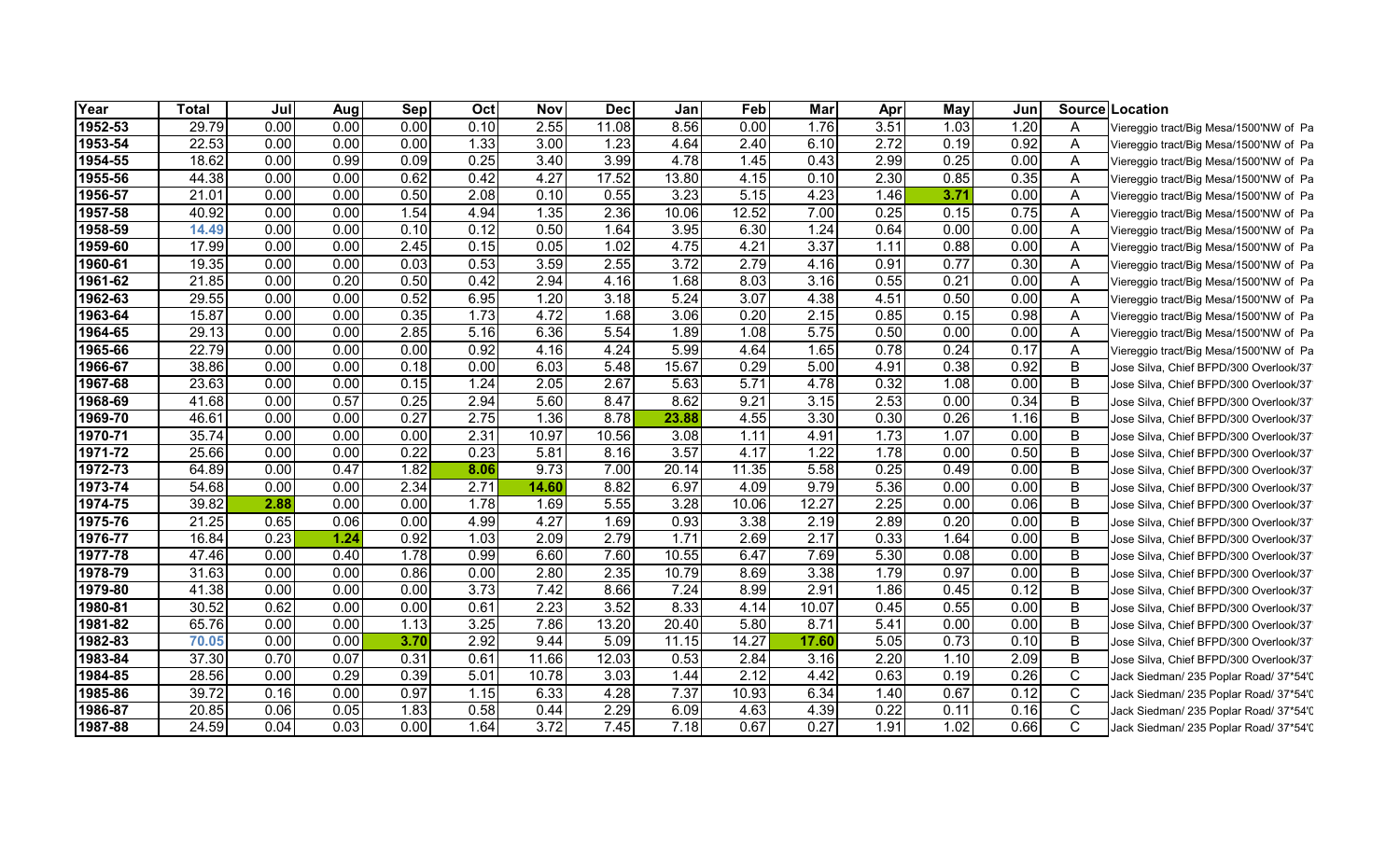| Year | Total | Jul | Aug | Sep | Oct | Nov | Dec | Jan | Feb | Mar | Apr | May | Jun | Source | Location |
|---|---|---|---|---|---|---|---|---|---|---|---|---|---|---|---|
| 1952-53 | 29.79 | 0.00 | 0.00 | 0.00 | 0.10 | 2.55 | 11.08 | 8.56 | 0.00 | 1.76 | 3.51 | 1.03 | 1.20 | A | Viereggio tract/Big Mesa/1500'NW of Pa |
| 1953-54 | 22.53 | 0.00 | 0.00 | 0.00 | 1.33 | 3.00 | 1.23 | 4.64 | 2.40 | 6.10 | 2.72 | 0.19 | 0.92 | A | Viereggio tract/Big Mesa/1500'NW of Pa |
| 1954-55 | 18.62 | 0.00 | 0.99 | 0.09 | 0.25 | 3.40 | 3.99 | 4.78 | 1.45 | 0.43 | 2.99 | 0.25 | 0.00 | A | Viereggio tract/Big Mesa/1500'NW of Pa |
| 1955-56 | 44.38 | 0.00 | 0.00 | 0.62 | 0.42 | 4.27 | 17.52 | 13.80 | 4.15 | 0.10 | 2.30 | 0.85 | 0.35 | A | Viereggio tract/Big Mesa/1500'NW of Pa |
| 1956-57 | 21.01 | 0.00 | 0.00 | 0.50 | 2.08 | 0.10 | 0.55 | 3.23 | 5.15 | 4.23 | 1.46 | **3.71** | 0.00 | A | Viereggio tract/Big Mesa/1500'NW of Pa |
| 1957-58 | 40.92 | 0.00 | 0.00 | 1.54 | 4.94 | 1.35 | 2.36 | 10.06 | 12.52 | 7.00 | 0.25 | 0.15 | 0.75 | A | Viereggio tract/Big Mesa/1500'NW of Pa |
| 1958-59 | **14.49** | 0.00 | 0.00 | 0.10 | 0.12 | 0.50 | 1.64 | 3.95 | 6.30 | 1.24 | 0.64 | 0.00 | 0.00 | A | Viereggio tract/Big Mesa/1500'NW of Pa |
| 1959-60 | 17.99 | 0.00 | 0.00 | 2.45 | 0.15 | 0.05 | 1.02 | 4.75 | 4.21 | 3.37 | 1.11 | 0.88 | 0.00 | A | Viereggio tract/Big Mesa/1500'NW of Pa |
| 1960-61 | 19.35 | 0.00 | 0.00 | 0.03 | 0.53 | 3.59 | 2.55 | 3.72 | 2.79 | 4.16 | 0.91 | 0.77 | 0.30 | A | Viereggio tract/Big Mesa/1500'NW of Pa |
| 1961-62 | 21.85 | 0.00 | 0.20 | 0.50 | 0.42 | 2.94 | 4.16 | 1.68 | 8.03 | 3.16 | 0.55 | 0.21 | 0.00 | A | Viereggio tract/Big Mesa/1500'NW of Pa |
| 1962-63 | 29.55 | 0.00 | 0.00 | 0.52 | 6.95 | 1.20 | 3.18 | 5.24 | 3.07 | 4.38 | 4.51 | 0.50 | 0.00 | A | Viereggio tract/Big Mesa/1500'NW of Pa |
| 1963-64 | 15.87 | 0.00 | 0.00 | 0.35 | 1.73 | 4.72 | 1.68 | 3.06 | 0.20 | 2.15 | 0.85 | 0.15 | 0.98 | A | Viereggio tract/Big Mesa/1500'NW of Pa |
| 1964-65 | 29.13 | 0.00 | 0.00 | 2.85 | 5.16 | 6.36 | 5.54 | 1.89 | 1.08 | 5.75 | 0.50 | 0.00 | 0.00 | A | Viereggio tract/Big Mesa/1500'NW of Pa |
| 1965-66 | 22.79 | 0.00 | 0.00 | 0.00 | 0.92 | 4.16 | 4.24 | 5.99 | 4.64 | 1.65 | 0.78 | 0.24 | 0.17 | A | Viereggio tract/Big Mesa/1500'NW of Pa |
| 1966-67 | 38.86 | 0.00 | 0.00 | 0.18 | 0.00 | 6.03 | 5.48 | 15.67 | 0.29 | 5.00 | 4.91 | 0.38 | 0.92 | B | Jose Silva, Chief BFPD/300 Overlook/37 |
| 1967-68 | 23.63 | 0.00 | 0.00 | 0.15 | 1.24 | 2.05 | 2.67 | 5.63 | 5.71 | 4.78 | 0.32 | 1.08 | 0.00 | B | Jose Silva, Chief BFPD/300 Overlook/37 |
| 1968-69 | 41.68 | 0.00 | 0.57 | 0.25 | 2.94 | 5.60 | 8.47 | 8.62 | 9.21 | 3.15 | 2.53 | 0.00 | 0.34 | B | Jose Silva, Chief BFPD/300 Overlook/37 |
| 1969-70 | 46.61 | 0.00 | 0.00 | 0.27 | 2.75 | 1.36 | 8.78 | **23.88** | 4.55 | 3.30 | 0.30 | 0.26 | 1.16 | B | Jose Silva, Chief BFPD/300 Overlook/37 |
| 1970-71 | 35.74 | 0.00 | 0.00 | 0.00 | 2.31 | 10.97 | 10.56 | 3.08 | 1.11 | 4.91 | 1.73 | 1.07 | 0.00 | B | Jose Silva, Chief BFPD/300 Overlook/37 |
| 1971-72 | 25.66 | 0.00 | 0.00 | 0.22 | 0.23 | 5.81 | 8.16 | 3.57 | 4.17 | 1.22 | 1.78 | 0.00 | 0.50 | B | Jose Silva, Chief BFPD/300 Overlook/37 |
| 1972-73 | 64.89 | 0.00 | 0.47 | 1.82 | **8.06** | 9.73 | 7.00 | 20.14 | 11.35 | 5.58 | 0.25 | 0.49 | 0.00 | B | Jose Silva, Chief BFPD/300 Overlook/37 |
| 1973-74 | 54.68 | 0.00 | 0.00 | 2.34 | 2.71 | **14.60** | 8.82 | 6.97 | 4.09 | 9.79 | 5.36 | 0.00 | 0.00 | B | Jose Silva, Chief BFPD/300 Overlook/37 |
| 1974-75 | 39.82 | **2.88** | 0.00 | 0.00 | 1.78 | 1.69 | 5.55 | 3.28 | 10.06 | 12.27 | 2.25 | 0.00 | 0.06 | B | Jose Silva, Chief BFPD/300 Overlook/37 |
| 1975-76 | 21.25 | 0.65 | 0.06 | 0.00 | 4.99 | 4.27 | 1.69 | 0.93 | 3.38 | 2.19 | 2.89 | 0.20 | 0.00 | B | Jose Silva, Chief BFPD/300 Overlook/37 |
| 1976-77 | 16.84 | 0.23 | **1.24** | 0.92 | 1.03 | 2.09 | 2.79 | 1.71 | 2.69 | 2.17 | 0.33 | 1.64 | 0.00 | B | Jose Silva, Chief BFPD/300 Overlook/37 |
| 1977-78 | 47.46 | 0.00 | 0.40 | 1.78 | 0.99 | 6.60 | 7.60 | 10.55 | 6.47 | 7.69 | 5.30 | 0.08 | 0.00 | B | Jose Silva, Chief BFPD/300 Overlook/37 |
| 1978-79 | 31.63 | 0.00 | 0.00 | 0.86 | 0.00 | 2.80 | 2.35 | 10.79 | 8.69 | 3.38 | 1.79 | 0.97 | 0.00 | B | Jose Silva, Chief BFPD/300 Overlook/37 |
| 1979-80 | 41.38 | 0.00 | 0.00 | 0.00 | 3.73 | 7.42 | 8.66 | 7.24 | 8.99 | 2.91 | 1.86 | 0.45 | 0.12 | B | Jose Silva, Chief BFPD/300 Overlook/37 |
| 1980-81 | 30.52 | 0.62 | 0.00 | 0.00 | 0.61 | 2.23 | 3.52 | 8.33 | 4.14 | 10.07 | 0.45 | 0.55 | 0.00 | B | Jose Silva, Chief BFPD/300 Overlook/37 |
| 1981-82 | 65.76 | 0.00 | 0.00 | 1.13 | 3.25 | 7.86 | 13.20 | 20.40 | 5.80 | 8.71 | 5.41 | 0.00 | 0.00 | B | Jose Silva, Chief BFPD/300 Overlook/37 |
| 1982-83 | **70.05** | 0.00 | 0.00 | **3.70** | 2.92 | 9.44 | 5.09 | 11.15 | 14.27 | **17.60** | 5.05 | 0.73 | 0.10 | B | Jose Silva, Chief BFPD/300 Overlook/37 |
| 1983-84 | 37.30 | 0.70 | 0.07 | 0.31 | 0.61 | 11.66 | 12.03 | 0.53 | 2.84 | 3.16 | 2.20 | 1.10 | 2.09 | B | Jose Silva, Chief BFPD/300 Overlook/37 |
| 1984-85 | 28.56 | 0.00 | 0.29 | 0.39 | 5.01 | 10.78 | 3.03 | 1.44 | 2.12 | 4.42 | 0.63 | 0.19 | 0.26 | C | Jack Siedman/ 235 Poplar Road/ 37*54'0 |
| 1985-86 | 39.72 | 0.16 | 0.00 | 0.97 | 1.15 | 6.33 | 4.28 | 7.37 | 10.93 | 6.34 | 1.40 | 0.67 | 0.12 | C | Jack Siedman/ 235 Poplar Road/ 37*54'0 |
| 1986-87 | 20.85 | 0.06 | 0.05 | 1.83 | 0.58 | 0.44 | 2.29 | 6.09 | 4.63 | 4.39 | 0.22 | 0.11 | 0.16 | C | Jack Siedman/ 235 Poplar Road/ 37*54'0 |
| 1987-88 | 24.59 | 0.04 | 0.03 | 0.00 | 1.64 | 3.72 | 7.45 | 7.18 | 0.67 | 0.27 | 1.91 | 1.02 | 0.66 | C | Jack Siedman/ 235 Poplar Road/ 37*54'0 |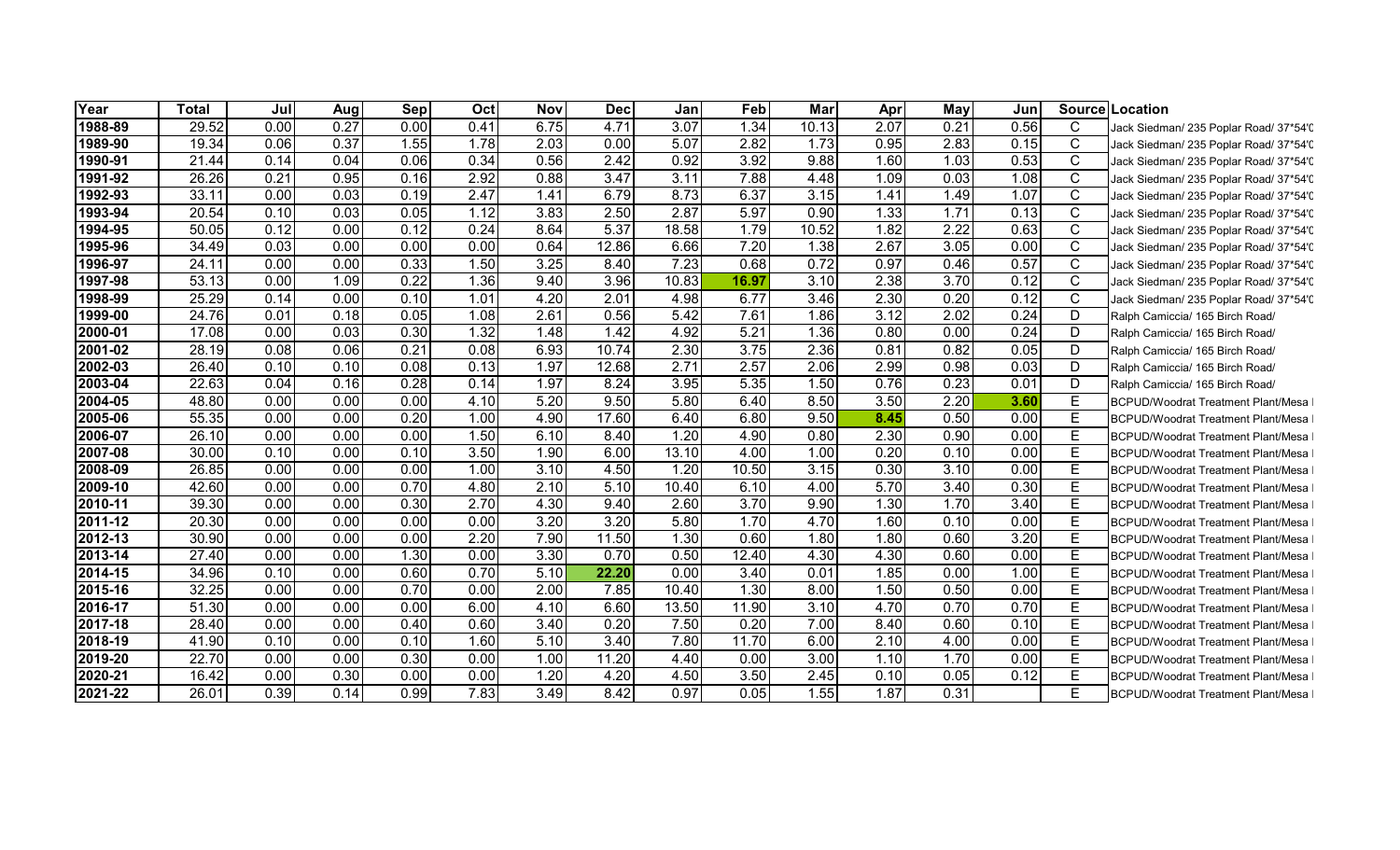| Year | Total | Jul | Aug | Sep | Oct | Nov | Dec | Jan | Feb | Mar | Apr | May | Jun | Source | Location |
|---|---|---|---|---|---|---|---|---|---|---|---|---|---|---|---|
| 1988-89 | 29.52 | 0.00 | 0.27 | 0.00 | 0.41 | 6.75 | 4.71 | 3.07 | 1.34 | 10.13 | 2.07 | 0.21 | 0.56 | C | Jack Siedman/ 235 Poplar Road/ 37*54'0 |
| 1989-90 | 19.34 | 0.06 | 0.37 | 1.55 | 1.78 | 2.03 | 0.00 | 5.07 | 2.82 | 1.73 | 0.95 | 2.83 | 0.15 | C | Jack Siedman/ 235 Poplar Road/ 37*54'0 |
| 1990-91 | 21.44 | 0.14 | 0.04 | 0.06 | 0.34 | 0.56 | 2.42 | 0.92 | 3.92 | 9.88 | 1.60 | 1.03 | 0.53 | C | Jack Siedman/ 235 Poplar Road/ 37*54'0 |
| 1991-92 | 26.26 | 0.21 | 0.95 | 0.16 | 2.92 | 0.88 | 3.47 | 3.11 | 7.88 | 4.48 | 1.09 | 0.03 | 1.08 | C | Jack Siedman/ 235 Poplar Road/ 37*54'0 |
| 1992-93 | 33.11 | 0.00 | 0.03 | 0.19 | 2.47 | 1.41 | 6.79 | 8.73 | 6.37 | 3.15 | 1.41 | 1.49 | 1.07 | C | Jack Siedman/ 235 Poplar Road/ 37*54'0 |
| 1993-94 | 20.54 | 0.10 | 0.03 | 0.05 | 1.12 | 3.83 | 2.50 | 2.87 | 5.97 | 0.90 | 1.33 | 1.71 | 0.13 | C | Jack Siedman/ 235 Poplar Road/ 37*54'0 |
| 1994-95 | 50.05 | 0.12 | 0.00 | 0.12 | 0.24 | 8.64 | 5.37 | 18.58 | 1.79 | 10.52 | 1.82 | 2.22 | 0.63 | C | Jack Siedman/ 235 Poplar Road/ 37*54'0 |
| 1995-96 | 34.49 | 0.03 | 0.00 | 0.00 | 0.00 | 0.64 | 12.86 | 6.66 | 7.20 | 1.38 | 2.67 | 3.05 | 0.00 | C | Jack Siedman/ 235 Poplar Road/ 37*54'0 |
| 1996-97 | 24.11 | 0.00 | 0.00 | 0.33 | 1.50 | 3.25 | 8.40 | 7.23 | 0.68 | 0.72 | 0.97 | 0.46 | 0.57 | C | Jack Siedman/ 235 Poplar Road/ 37*54'0 |
| 1997-98 | 53.13 | 0.00 | 1.09 | 0.22 | 1.36 | 9.40 | 3.96 | 10.83 | **16.97** | 3.10 | 2.38 | 3.70 | 0.12 | C | Jack Siedman/ 235 Poplar Road/ 37*54'0 |
| 1998-99 | 25.29 | 0.14 | 0.00 | 0.10 | 1.01 | 4.20 | 2.01 | 4.98 | 6.77 | 3.46 | 2.30 | 0.20 | 0.12 | C | Jack Siedman/ 235 Poplar Road/ 37*54'0 |
| 1999-00 | 24.76 | 0.01 | 0.18 | 0.05 | 1.08 | 2.61 | 0.56 | 5.42 | 7.61 | 1.86 | 3.12 | 2.02 | 0.24 | D | Ralph Camiccia/ 165 Birch Road/ |
| 2000-01 | 17.08 | 0.00 | 0.03 | 0.30 | 1.32 | 1.48 | 1.42 | 4.92 | 5.21 | 1.36 | 0.80 | 0.00 | 0.24 | D | Ralph Camiccia/ 165 Birch Road/ |
| 2001-02 | 28.19 | 0.08 | 0.06 | 0.21 | 0.08 | 6.93 | 10.74 | 2.30 | 3.75 | 2.36 | 0.81 | 0.82 | 0.05 | D | Ralph Camiccia/ 165 Birch Road/ |
| 2002-03 | 26.40 | 0.10 | 0.10 | 0.08 | 0.13 | 1.97 | 12.68 | 2.71 | 2.57 | 2.06 | 2.99 | 0.98 | 0.03 | D | Ralph Camiccia/ 165 Birch Road/ |
| 2003-04 | 22.63 | 0.04 | 0.16 | 0.28 | 0.14 | 1.97 | 8.24 | 3.95 | 5.35 | 1.50 | 0.76 | 0.23 | 0.01 | D | Ralph Camiccia/ 165 Birch Road/ |
| 2004-05 | 48.80 | 0.00 | 0.00 | 0.00 | 4.10 | 5.20 | 9.50 | 5.80 | 6.40 | 8.50 | 3.50 | 2.20 | **3.60** | E | BCPUD/Woodrat Treatment Plant/Mesa |
| 2005-06 | 55.35 | 0.00 | 0.00 | 0.20 | 1.00 | 4.90 | 17.60 | 6.40 | 6.80 | 9.50 | **8.45** | 0.50 | 0.00 | E | BCPUD/Woodrat Treatment Plant/Mesa |
| 2006-07 | 26.10 | 0.00 | 0.00 | 0.00 | 1.50 | 6.10 | 8.40 | 1.20 | 4.90 | 0.80 | 2.30 | 0.90 | 0.00 | E | BCPUD/Woodrat Treatment Plant/Mesa |
| 2007-08 | 30.00 | 0.10 | 0.00 | 0.10 | 3.50 | 1.90 | 6.00 | 13.10 | 4.00 | 1.00 | 0.20 | 0.10 | 0.00 | E | BCPUD/Woodrat Treatment Plant/Mesa |
| 2008-09 | 26.85 | 0.00 | 0.00 | 0.00 | 1.00 | 3.10 | 4.50 | 1.20 | 10.50 | 3.15 | 0.30 | 3.10 | 0.00 | E | BCPUD/Woodrat Treatment Plant/Mesa |
| 2009-10 | 42.60 | 0.00 | 0.00 | 0.70 | 4.80 | 2.10 | 5.10 | 10.40 | 6.10 | 4.00 | 5.70 | 3.40 | 0.30 | E | BCPUD/Woodrat Treatment Plant/Mesa |
| 2010-11 | 39.30 | 0.00 | 0.00 | 0.30 | 2.70 | 4.30 | 9.40 | 2.60 | 3.70 | 9.90 | 1.30 | 1.70 | 3.40 | E | BCPUD/Woodrat Treatment Plant/Mesa |
| 2011-12 | 20.30 | 0.00 | 0.00 | 0.00 | 0.00 | 3.20 | 3.20 | 5.80 | 1.70 | 4.70 | 1.60 | 0.10 | 0.00 | E | BCPUD/Woodrat Treatment Plant/Mesa |
| 2012-13 | 30.90 | 0.00 | 0.00 | 0.00 | 2.20 | 7.90 | 11.50 | 1.30 | 0.60 | 1.80 | 1.80 | 0.60 | 3.20 | E | BCPUD/Woodrat Treatment Plant/Mesa |
| 2013-14 | 27.40 | 0.00 | 0.00 | 1.30 | 0.00 | 3.30 | 0.70 | 0.50 | 12.40 | 4.30 | 4.30 | 0.60 | 0.00 | E | BCPUD/Woodrat Treatment Plant/Mesa |
| 2014-15 | 34.96 | 0.10 | 0.00 | 0.60 | 0.70 | 5.10 | **22.20** | 0.00 | 3.40 | 0.01 | 1.85 | 0.00 | 1.00 | E | BCPUD/Woodrat Treatment Plant/Mesa |
| 2015-16 | 32.25 | 0.00 | 0.00 | 0.70 | 0.00 | 2.00 | 7.85 | 10.40 | 1.30 | 8.00 | 1.50 | 0.50 | 0.00 | E | BCPUD/Woodrat Treatment Plant/Mesa |
| 2016-17 | 51.30 | 0.00 | 0.00 | 0.00 | 6.00 | 4.10 | 6.60 | 13.50 | 11.90 | 3.10 | 4.70 | 0.70 | 0.70 | E | BCPUD/Woodrat Treatment Plant/Mesa |
| 2017-18 | 28.40 | 0.00 | 0.00 | 0.40 | 0.60 | 3.40 | 0.20 | 7.50 | 0.20 | 7.00 | 8.40 | 0.60 | 0.10 | E | BCPUD/Woodrat Treatment Plant/Mesa |
| 2018-19 | 41.90 | 0.10 | 0.00 | 0.10 | 1.60 | 5.10 | 3.40 | 7.80 | 11.70 | 6.00 | 2.10 | 4.00 | 0.00 | E | BCPUD/Woodrat Treatment Plant/Mesa |
| 2019-20 | 22.70 | 0.00 | 0.00 | 0.30 | 0.00 | 1.00 | 11.20 | 4.40 | 0.00 | 3.00 | 1.10 | 1.70 | 0.00 | E | BCPUD/Woodrat Treatment Plant/Mesa |
| 2020-21 | 16.42 | 0.00 | 0.30 | 0.00 | 0.00 | 1.20 | 4.20 | 4.50 | 3.50 | 2.45 | 0.10 | 0.05 | 0.12 | E | BCPUD/Woodrat Treatment Plant/Mesa |
| 2021-22 | 26.01 | 0.39 | 0.14 | 0.99 | 7.83 | 3.49 | 8.42 | 0.97 | 0.05 | 1.55 | 1.87 | 0.31 | | E | BCPUD/Woodrat Treatment Plant/Mesa |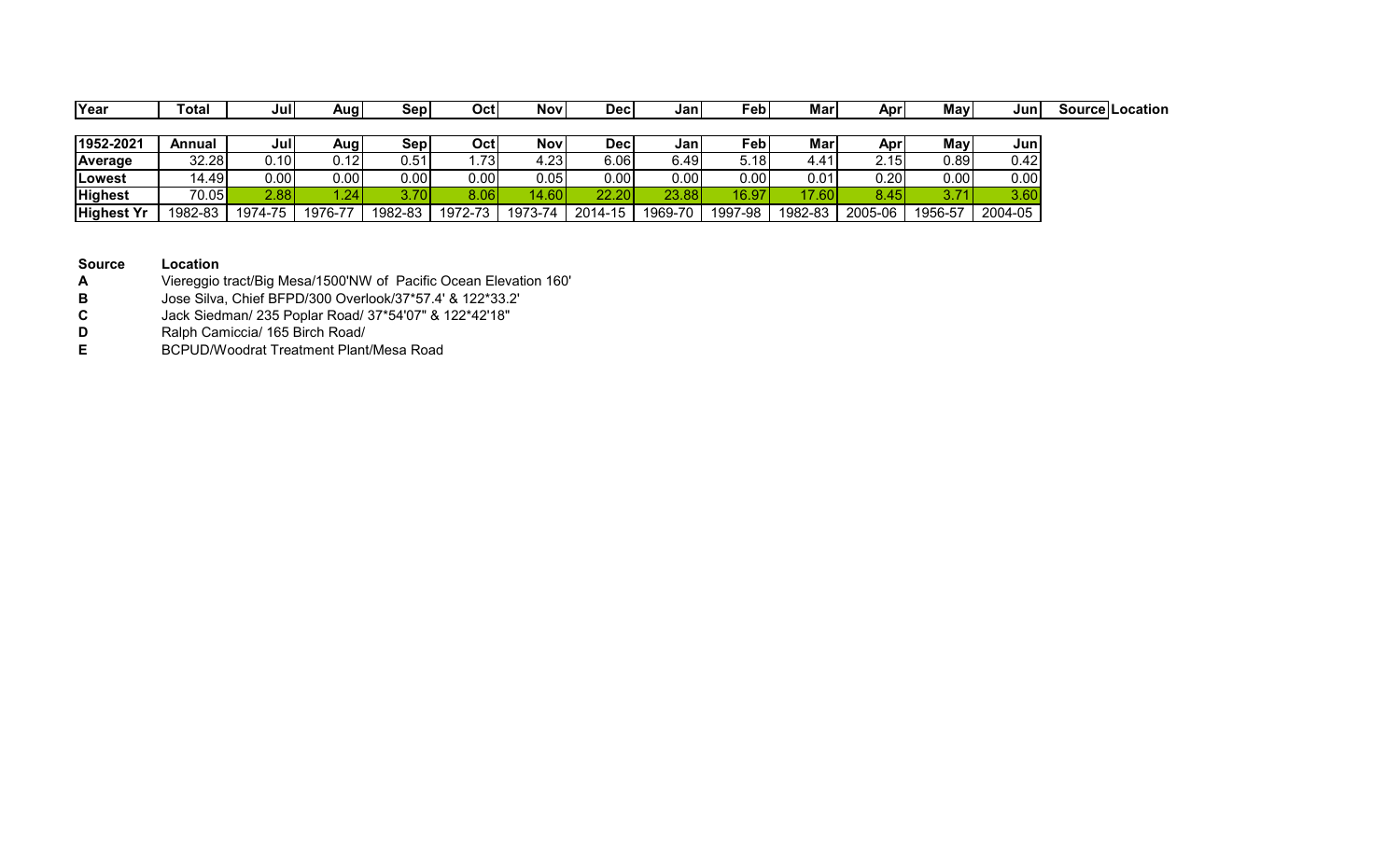| Year | Total | Jul | Aug | Sep | Oct | Nov | Dec | Jan | Feb | Mar | Apr | May | Jun | Source | Location |
|---|---|---|---|---|---|---|---|---|---|---|---|---|---|---|---|
| 1952-2021 | Annual | Jul | Aug | Sep | Oct | Nov | Dec | Jan | Feb | Mar | Apr | May | Jun | | |
| Average | 32.28 | 0.10 | 0.12 | 0.51 | 1.73 | 4.23 | 6.06 | 6.49 | 5.18 | 4.41 | 2.15 | 0.89 | 0.42 | | |
| Lowest | 14.49 | 0.00 | 0.00 | 0.00 | 0.00 | 0.05 | 0.00 | 0.00 | 0.00 | 0.01 | 0.20 | 0.00 | 0.00 | | |
| Highest | 70.05 | 2.88 | 1.24 | 3.70 | 8.06 | 14.60 | 22.20 | 23.88 | 16.97 | 17.60 | 8.45 | 3.71 | 3.60 | | |
| Highest Yr | 1982-83 | 1974-75 | 1976-77 | 1982-83 | 1972-73 | 1973-74 | 2014-15 | 1969-70 | 1997-98 | 1982-83 | 2005-06 | 1956-57 | 2004-05 | | |

| Source | Location |
|---|---|
| A | Viereggio tract/Big Mesa/1500'NW of Pacific Ocean Elevation 160' |
| B | Jose Silva, Chief BFPD/300 Overlook/37*57.4' & 122*33.2' |
| C | Jack Siedman/ 235 Poplar Road/ 37*54'07" & 122*42'18" |
| D | Ralph Camiccia/ 165 Birch Road/ |
| E | BCPUD/Woodrat Treatment Plant/Mesa Road |